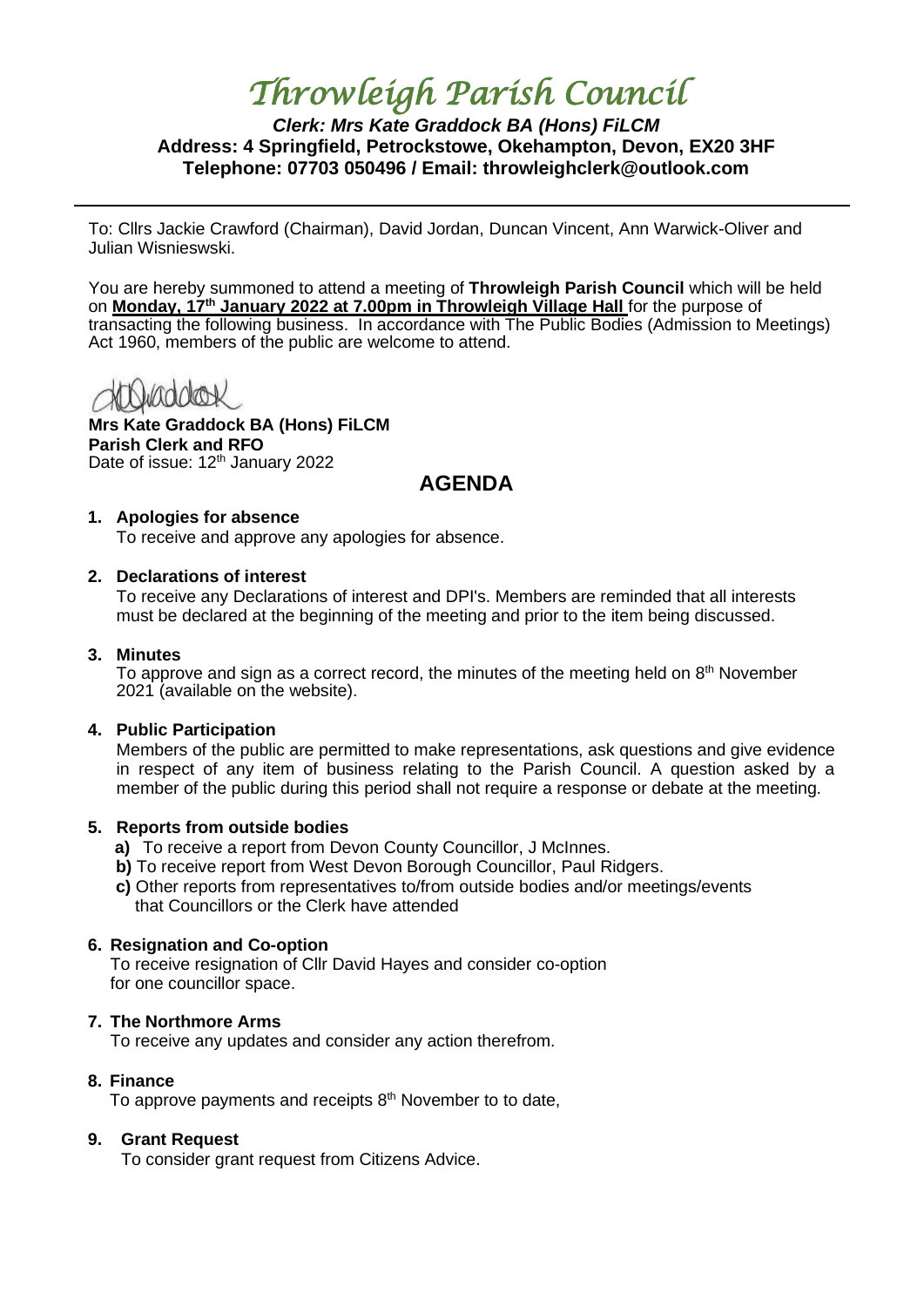# *Throwleigh Parish Council*

***Clerk: Mrs Kate Graddock BA (Hons) FiLCM***
**Address: 4 Springfield, Petrockstowe, Okehampton, Devon, EX20 3HF**
**Telephone: 07703 050496 / Email: throwleighclerk@outlook.com**

---

To: Cllrs Jackie Crawford (Chairman), David Jordan, Duncan Vincent, Ann Warwick-Oliver and Julian Wisnieswski.

You are hereby summoned to attend a meeting of **Throwleigh Parish Council** which will be held on **Monday, 17th January 2022 at 7.00pm in Throwleigh Village Hall** for the purpose of transacting the following business. In accordance with The Public Bodies (Admission to Meetings) Act 1960, members of the public are welcome to attend.

**Mrs Kate Graddock BA (Hons) FiLCM**
**Parish Clerk and RFO**
Date of issue: 12th January 2022

## AGENDA

1. **Apologies for absence**
   To receive and approve any apologies for absence.

2. **Declarations of interest**
   To receive any Declarations of interest and DPI's. Members are reminded that all interests must be declared at the beginning of the meeting and prior to the item being discussed.

3. **Minutes**
   To approve and sign as a correct record, the minutes of the meeting held on 8th November 2021 (available on the website).

4. **Public Participation**
   Members of the public are permitted to make representations, ask questions and give evidence in respect of any item of business relating to the Parish Council. A question asked by a member of the public during this period shall not require a response or debate at the meeting.

5. **Reports from outside bodies**
   **a)** To receive a report from Devon County Councillor, J McInnes.
   **b)** To receive report from West Devon Borough Councillor, Paul Ridgers.
   **c)** Other reports from representatives to/from outside bodies and/or meetings/events that Councillors or the Clerk have attended

6. **Resignation and Co-option**
   To receive resignation of Cllr David Hayes and consider co-option for one councillor space.

7. **The Northmore Arms**
   To receive any updates and consider any action therefrom.

8. **Finance**
   To approve payments and receipts 8th November to to date,

9. **Grant Request**
   To consider grant request from Citizens Advice.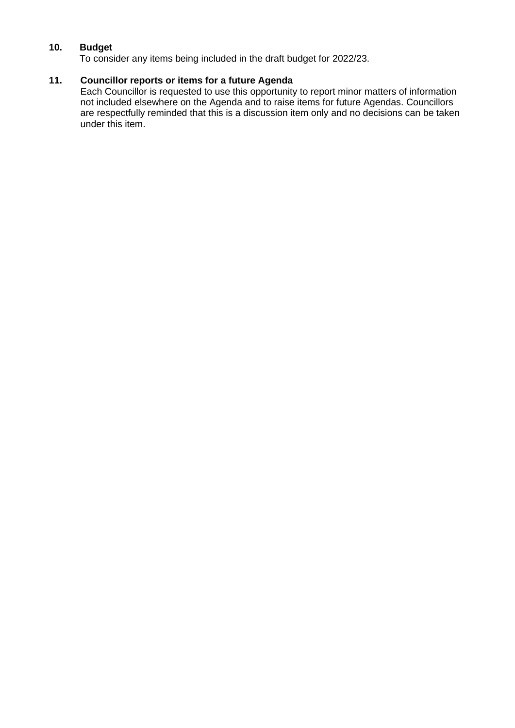**10. Budget**

To consider any items being included in the draft budget for 2022/23.

**11. Councillor reports or items for a future Agenda**

Each Councillor is requested to use this opportunity to report minor matters of information not included elsewhere on the Agenda and to raise items for future Agendas. Councillors are respectfully reminded that this is a discussion item only and no decisions can be taken under this item.